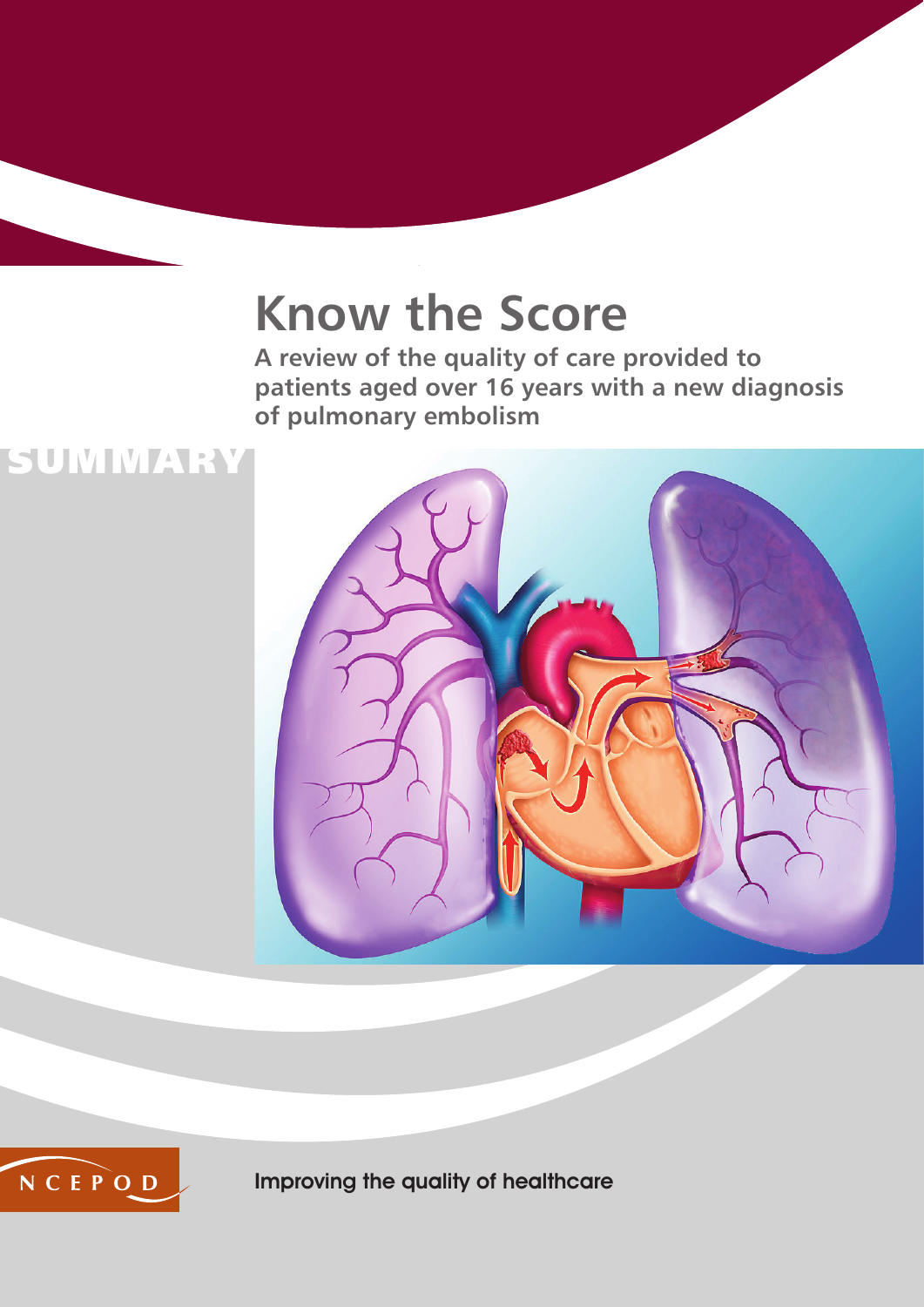# Know the Score

**A review of the quality of care provided to patients aged over 16 years with a new diagnosis of pulmonary embolism**

SUMMARY

NCEPOD

Improving the quality of healthcare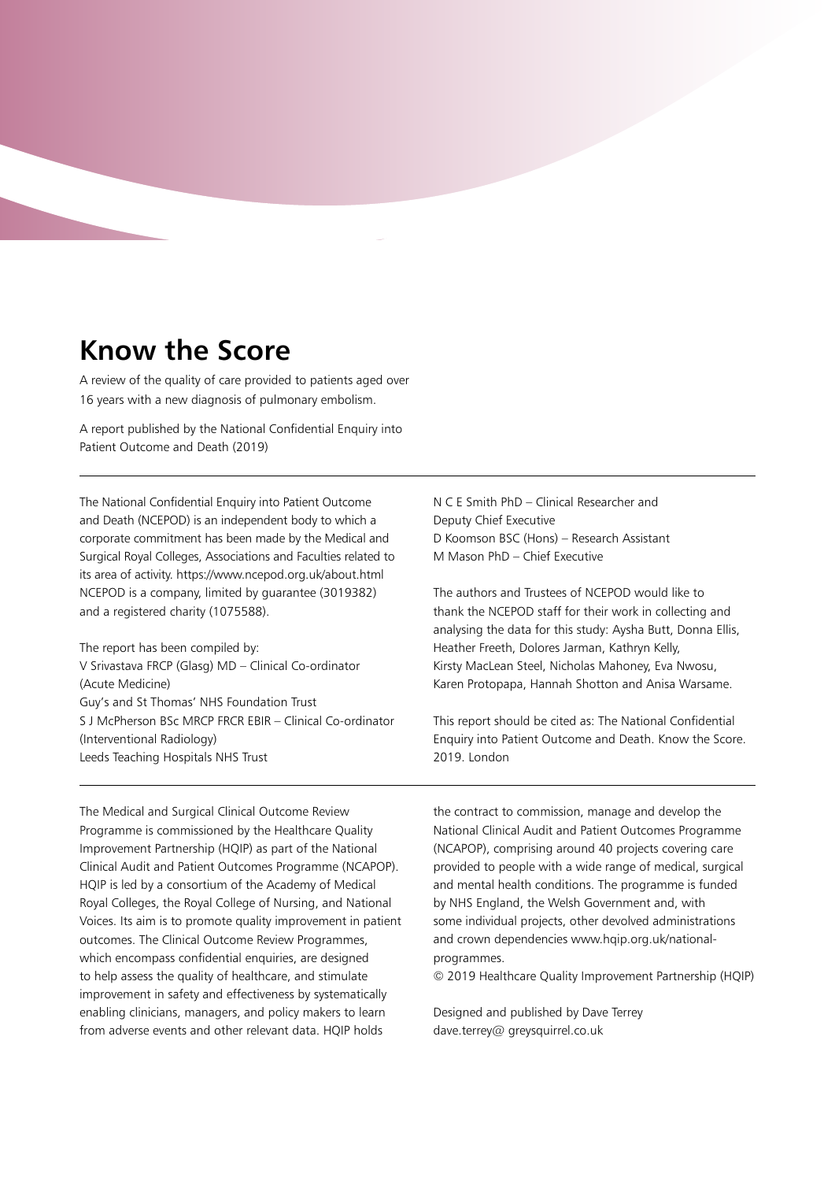# Know the Score

A review of the quality of care provided to patients aged over 16 years with a new diagnosis of pulmonary embolism.

A report published by the National Confidential Enquiry into Patient Outcome and Death (2019)

---

The National Confidential Enquiry into Patient Outcome and Death (NCEPOD) is an independent body to which a corporate commitment has been made by the Medical and Surgical Royal Colleges, Associations and Faculties related to its area of activity. https://www.ncepod.org.uk/about.html NCEPOD is a company, limited by guarantee (3019382) and a registered charity (1075588).

The report has been compiled by:
V Srivastava FRCP (Glasg) MD – Clinical Co-ordinator (Acute Medicine)
Guy's and St Thomas' NHS Foundation Trust
S J McPherson BSc MRCP FRCR EBIR – Clinical Co-ordinator (Interventional Radiology)
Leeds Teaching Hospitals NHS Trust
N C E Smith PhD – Clinical Researcher and Deputy Chief Executive
D Koomson BSC (Hons) – Research Assistant
M Mason PhD – Chief Executive

The authors and Trustees of NCEPOD would like to thank the NCEPOD staff for their work in collecting and analysing the data for this study: Aysha Butt, Donna Ellis, Heather Freeth, Dolores Jarman, Kathryn Kelly, Kirsty MacLean Steel, Nicholas Mahoney, Eva Nwosu, Karen Protopapa, Hannah Shotton and Anisa Warsame.

This report should be cited as: The National Confidential Enquiry into Patient Outcome and Death. Know the Score. 2019. London

---

The Medical and Surgical Clinical Outcome Review Programme is commissioned by the Healthcare Quality Improvement Partnership (HQIP) as part of the National Clinical Audit and Patient Outcomes Programme (NCAPOP). HQIP is led by a consortium of the Academy of Medical Royal Colleges, the Royal College of Nursing, and National Voices. Its aim is to promote quality improvement in patient outcomes. The Clinical Outcome Review Programmes, which encompass confidential enquiries, are designed to help assess the quality of healthcare, and stimulate improvement in safety and effectiveness by systematically enabling clinicians, managers, and policy makers to learn from adverse events and other relevant data. HQIP holds the contract to commission, manage and develop the National Clinical Audit and Patient Outcomes Programme (NCAPOP), comprising around 40 projects covering care provided to people with a wide range of medical, surgical and mental health conditions. The programme is funded by NHS England, the Welsh Government and, with some individual projects, other devolved administrations and crown dependencies www.hqip.org.uk/national-programmes.

© 2019 Healthcare Quality Improvement Partnership (HQIP)

Designed and published by Dave Terrey
dave.terrey@ greysquirrel.co.uk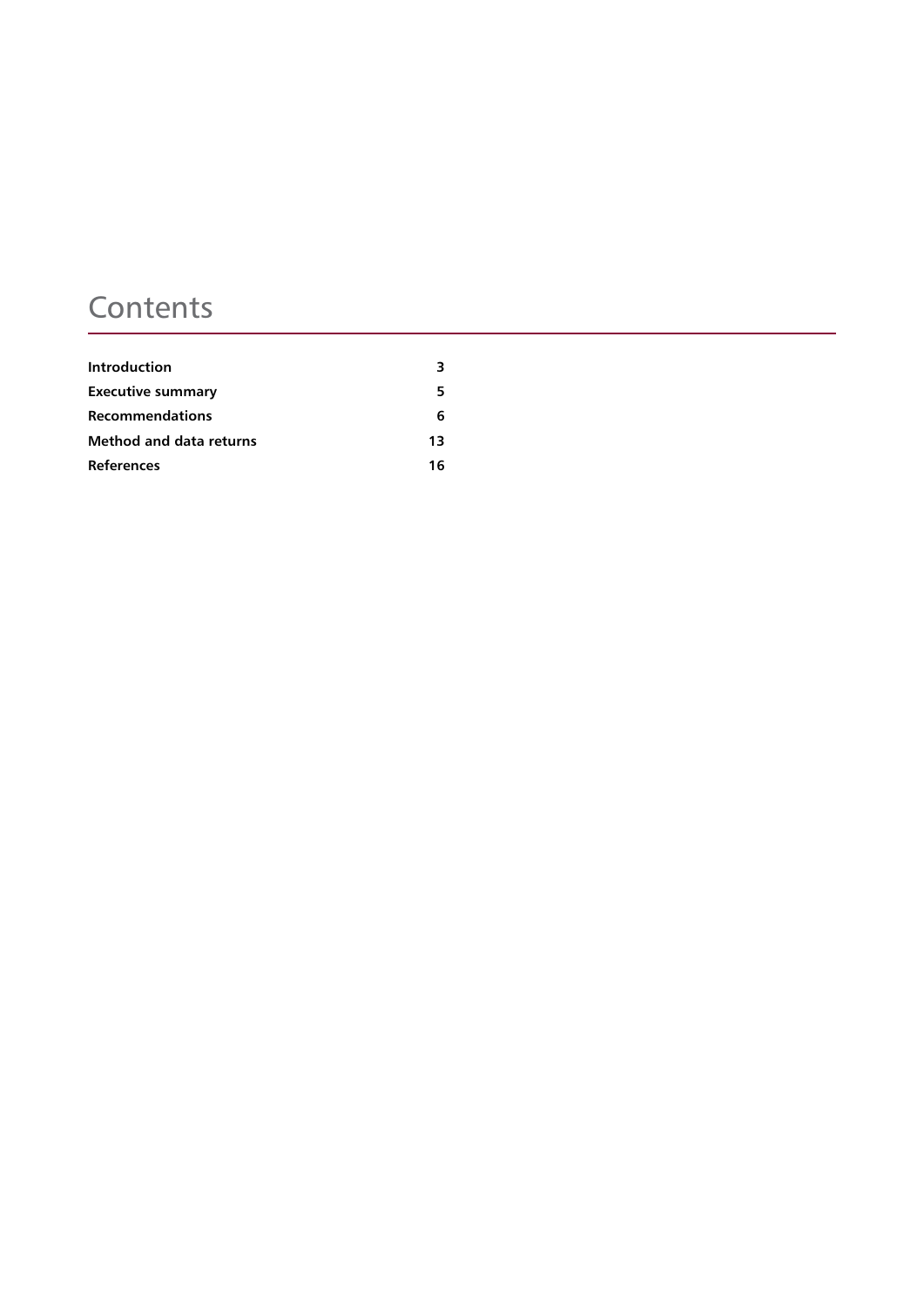# Contents

| | |
|---|---|
| **Introduction** | **3** |
| **Executive summary** | **5** |
| **Recommendations** | **6** |
| **Method and data returns** | **13** |
| **References** | **16** |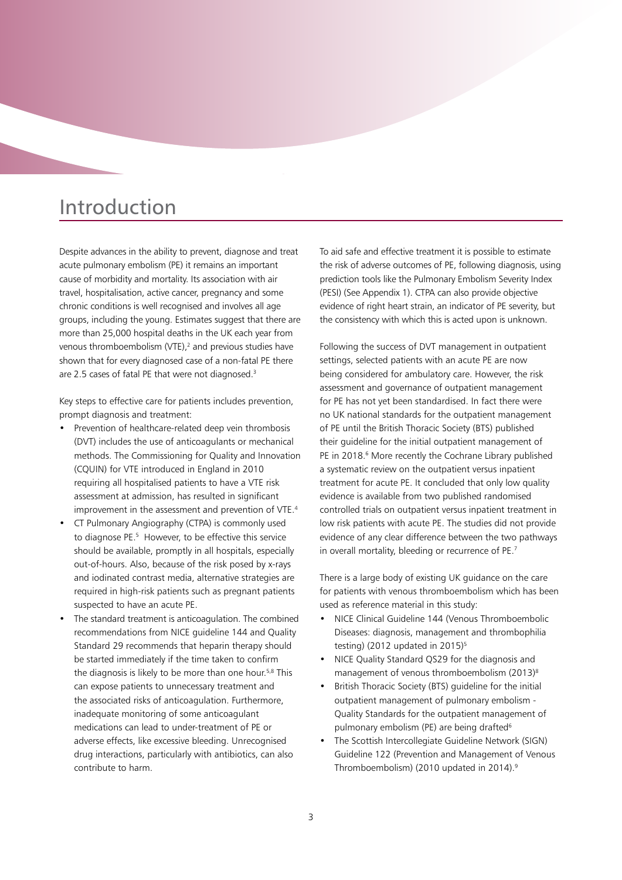# Introduction

Despite advances in the ability to prevent, diagnose and treat acute pulmonary embolism (PE) it remains an important cause of morbidity and mortality. Its association with air travel, hospitalisation, active cancer, pregnancy and some chronic conditions is well recognised and involves all age groups, including the young. Estimates suggest that there are more than 25,000 hospital deaths in the UK each year from venous thromboembolism (VTE),[2] and previous studies have shown that for every diagnosed case of a non-fatal PE there are 2.5 cases of fatal PE that were not diagnosed.[3]

Key steps to effective care for patients includes prevention, prompt diagnosis and treatment:

- Prevention of healthcare-related deep vein thrombosis (DVT) includes the use of anticoagulants or mechanical methods. The Commissioning for Quality and Innovation (CQUIN) for VTE introduced in England in 2010 requiring all hospitalised patients to have a VTE risk assessment at admission, has resulted in significant improvement in the assessment and prevention of VTE.[4]
- CT Pulmonary Angiography (CTPA) is commonly used to diagnose PE.[5] However, to be effective this service should be available, promptly in all hospitals, especially out-of-hours. Also, because of the risk posed by x-rays and iodinated contrast media, alternative strategies are required in high-risk patients such as pregnant patients suspected to have an acute PE.
- The standard treatment is anticoagulation. The combined recommendations from NICE guideline 144 and Quality Standard 29 recommends that heparin therapy should be started immediately if the time taken to confirm the diagnosis is likely to be more than one hour.[5,8] This can expose patients to unnecessary treatment and the associated risks of anticoagulation. Furthermore, inadequate monitoring of some anticoagulant medications can lead to under-treatment of PE or adverse effects, like excessive bleeding. Unrecognised drug interactions, particularly with antibiotics, can also contribute to harm.

To aid safe and effective treatment it is possible to estimate the risk of adverse outcomes of PE, following diagnosis, using prediction tools like the Pulmonary Embolism Severity Index (PESI) (See Appendix 1). CTPA can also provide objective evidence of right heart strain, an indicator of PE severity, but the consistency with which this is acted upon is unknown.

Following the success of DVT management in outpatient settings, selected patients with an acute PE are now being considered for ambulatory care. However, the risk assessment and governance of outpatient management for PE has not yet been standardised. In fact there were no UK national standards for the outpatient management of PE until the British Thoracic Society (BTS) published their guideline for the initial outpatient management of PE in 2018.[6] More recently the Cochrane Library published a systematic review on the outpatient versus inpatient treatment for acute PE. It concluded that only low quality evidence is available from two published randomised controlled trials on outpatient versus inpatient treatment in low risk patients with acute PE. The studies did not provide evidence of any clear difference between the two pathways in overall mortality, bleeding or recurrence of PE.[7]

There is a large body of existing UK guidance on the care for patients with venous thromboembolism which has been used as reference material in this study:

- NICE Clinical Guideline 144 (Venous Thromboembolic Diseases: diagnosis, management and thrombophilia testing) (2012 updated in 2015)[5]
- NICE Quality Standard QS29 for the diagnosis and management of venous thromboembolism (2013)[8]
- British Thoracic Society (BTS) guideline for the initial outpatient management of pulmonary embolism - Quality Standards for the outpatient management of pulmonary embolism (PE) are being drafted[6]
- The Scottish Intercollegiate Guideline Network (SIGN) Guideline 122 (Prevention and Management of Venous Thromboembolism) (2010 updated in 2014).[9]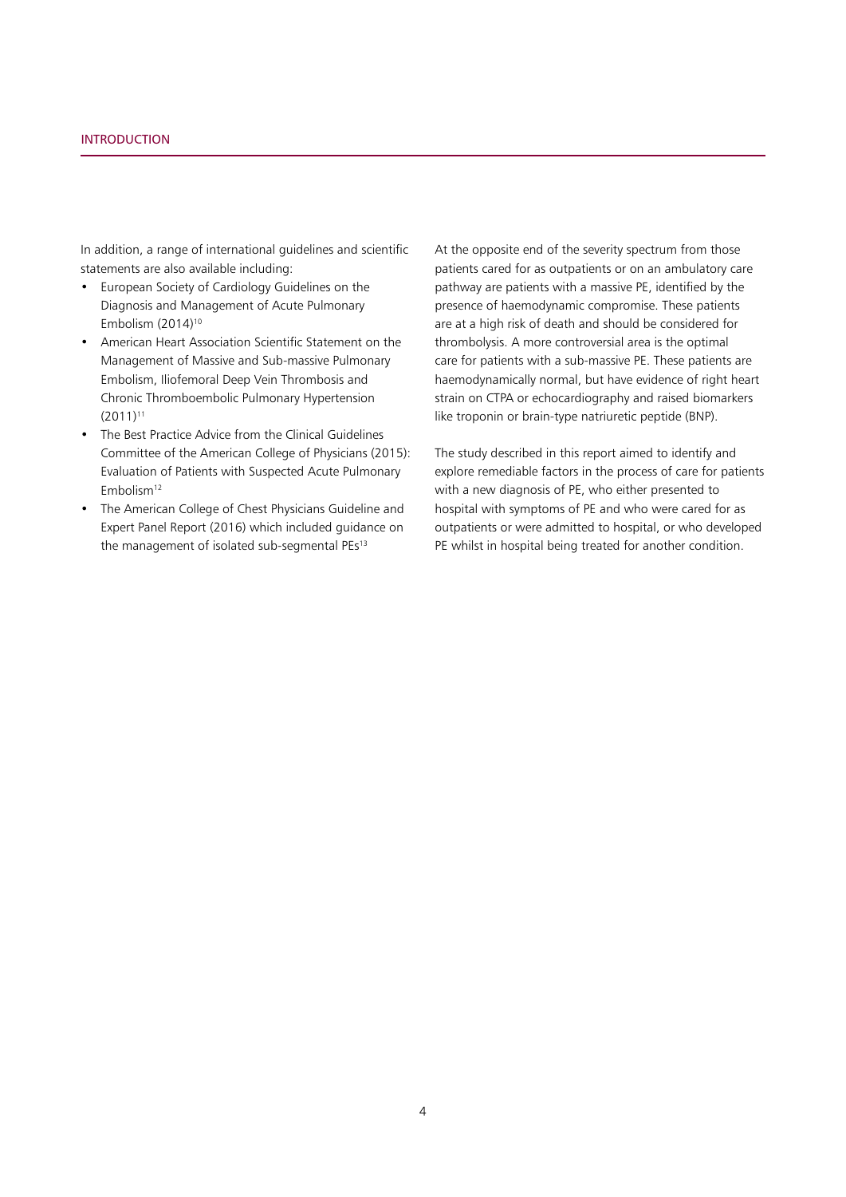In addition, a range of international guidelines and scientific statements are also available including:

- European Society of Cardiology Guidelines on the Diagnosis and Management of Acute Pulmonary Embolism (2014)[10]
- American Heart Association Scientific Statement on the Management of Massive and Sub-massive Pulmonary Embolism, Iliofemoral Deep Vein Thrombosis and Chronic Thromboembolic Pulmonary Hypertension (2011)[11]
- The Best Practice Advice from the Clinical Guidelines Committee of the American College of Physicians (2015): Evaluation of Patients with Suspected Acute Pulmonary Embolism[12]
- The American College of Chest Physicians Guideline and Expert Panel Report (2016) which included guidance on the management of isolated sub-segmental PEs[13]

At the opposite end of the severity spectrum from those patients cared for as outpatients or on an ambulatory care pathway are patients with a massive PE, identified by the presence of haemodynamic compromise. These patients are at a high risk of death and should be considered for thrombolysis. A more controversial area is the optimal care for patients with a sub-massive PE. These patients are haemodynamically normal, but have evidence of right heart strain on CTPA or echocardiography and raised biomarkers like troponin or brain-type natriuretic peptide (BNP).

The study described in this report aimed to identify and explore remediable factors in the process of care for patients with a new diagnosis of PE, who either presented to hospital with symptoms of PE and who were cared for as outpatients or were admitted to hospital, or who developed PE whilst in hospital being treated for another condition.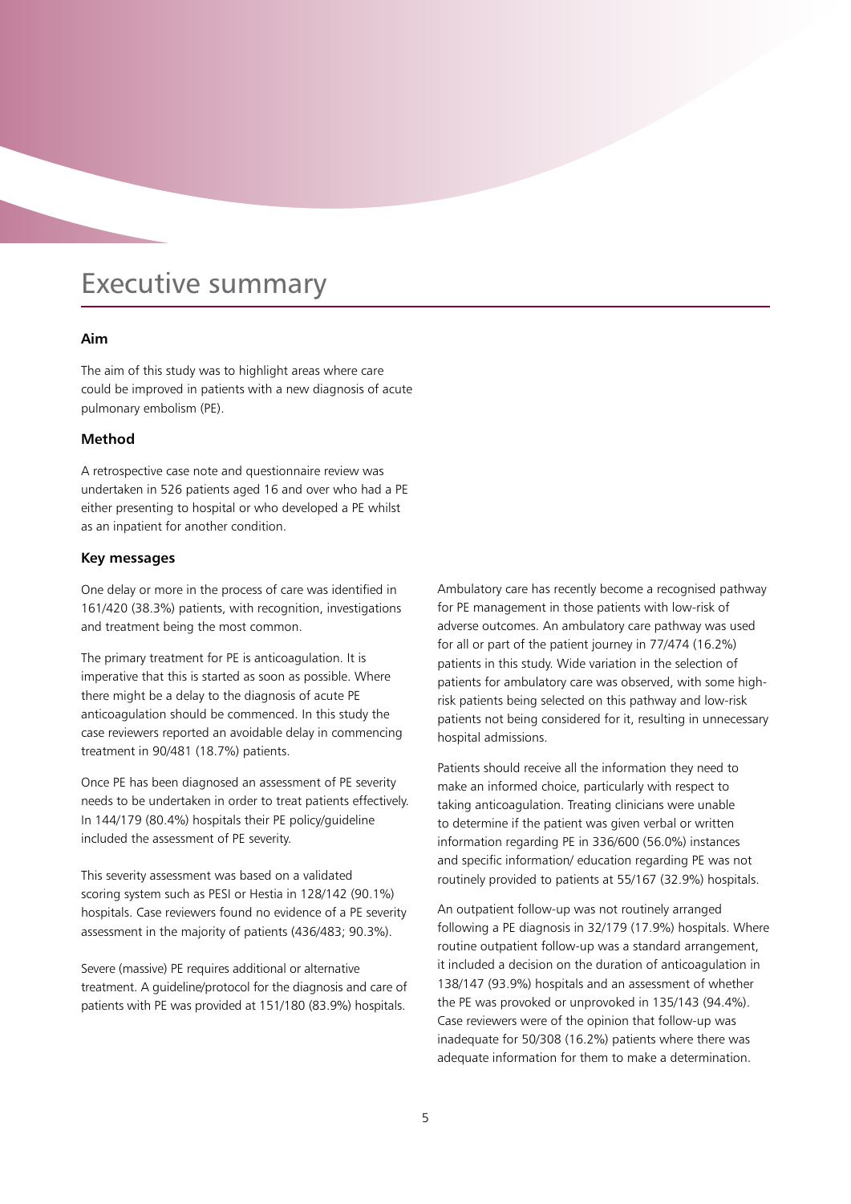# Executive summary

### Aim

The aim of this study was to highlight areas where care could be improved in patients with a new diagnosis of acute pulmonary embolism (PE).

### Method

A retrospective case note and questionnaire review was undertaken in 526 patients aged 16 and over who had a PE either presenting to hospital or who developed a PE whilst as an inpatient for another condition.

### Key messages

One delay or more in the process of care was identified in 161/420 (38.3%) patients, with recognition, investigations and treatment being the most common.

The primary treatment for PE is anticoagulation. It is imperative that this is started as soon as possible. Where there might be a delay to the diagnosis of acute PE anticoagulation should be commenced. In this study the case reviewers reported an avoidable delay in commencing treatment in 90/481 (18.7%) patients.

Once PE has been diagnosed an assessment of PE severity needs to be undertaken in order to treat patients effectively. In 144/179 (80.4%) hospitals their PE policy/guideline included the assessment of PE severity.

This severity assessment was based on a validated scoring system such as PESI or Hestia in 128/142 (90.1%) hospitals. Case reviewers found no evidence of a PE severity assessment in the majority of patients (436/483; 90.3%).

Severe (massive) PE requires additional or alternative treatment. A guideline/protocol for the diagnosis and care of patients with PE was provided at 151/180 (83.9%) hospitals.

Ambulatory care has recently become a recognised pathway for PE management in those patients with low-risk of adverse outcomes. An ambulatory care pathway was used for all or part of the patient journey in 77/474 (16.2%) patients in this study. Wide variation in the selection of patients for ambulatory care was observed, with some high-risk patients being selected on this pathway and low-risk patients not being considered for it, resulting in unnecessary hospital admissions.

Patients should receive all the information they need to make an informed choice, particularly with respect to taking anticoagulation. Treating clinicians were unable to determine if the patient was given verbal or written information regarding PE in 336/600 (56.0%) instances and specific information/ education regarding PE was not routinely provided to patients at 55/167 (32.9%) hospitals.

An outpatient follow-up was not routinely arranged following a PE diagnosis in 32/179 (17.9%) hospitals. Where routine outpatient follow-up was a standard arrangement, it included a decision on the duration of anticoagulation in 138/147 (93.9%) hospitals and an assessment of whether the PE was provoked or unprovoked in 135/143 (94.4%). Case reviewers were of the opinion that follow-up was inadequate for 50/308 (16.2%) patients where there was adequate information for them to make a determination.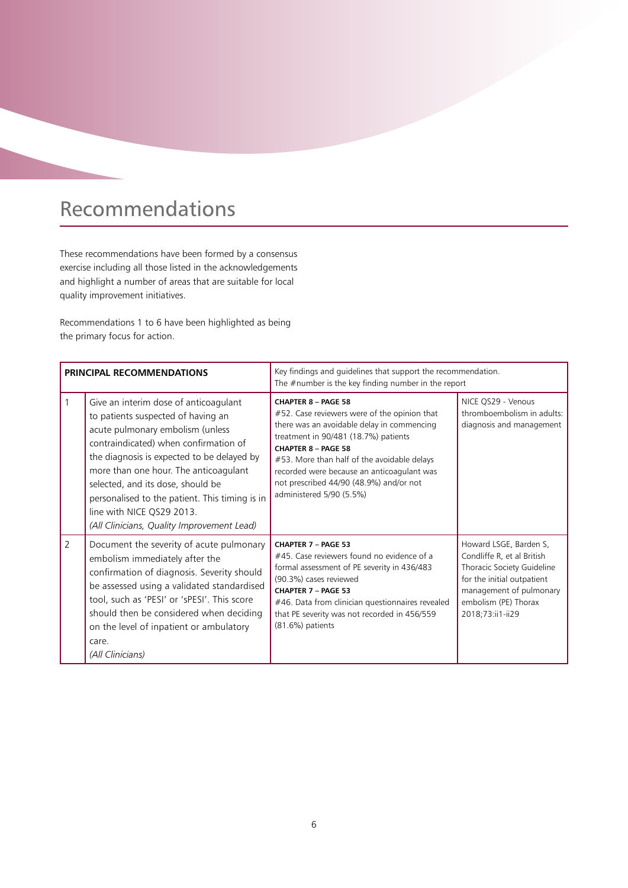# Recommendations

These recommendations have been formed by a consensus exercise including all those listed in the acknowledgements and highlight a number of areas that are suitable for local quality improvement initiatives.

Recommendations 1 to 6 have been highlighted as being the primary focus for action.

| **PRINCIPAL RECOMMENDATIONS** | | Key findings and guidelines that support the recommendation. The #number is the key finding number in the report | |
|---|---|---|---|
| 1 | Give an interim dose of anticoagulant to patients suspected of having an acute pulmonary embolism (unless contraindicated) when confirmation of the diagnosis is expected to be delayed by more than one hour. The anticoagulant selected, and its dose, should be personalised to the patient. This timing is in line with NICE QS29 2013. *(All Clinicians, Quality Improvement Lead)* | **CHAPTER 8 – PAGE 58** #52. Case reviewers were of the opinion that there was an avoidable delay in commencing treatment in 90/481 (18.7%) patients **CHAPTER 8 – PAGE 58** #53. More than half of the avoidable delays recorded were because an anticoagulant was not prescribed 44/90 (48.9%) and/or not administered 5/90 (5.5%) | NICE QS29 - Venous thromboembolism in adults: diagnosis and management |
| 2 | Document the severity of acute pulmonary embolism immediately after the confirmation of diagnosis. Severity should be assessed using a validated standardised tool, such as 'PESI' or 'sPESI'. This score should then be considered when deciding on the level of inpatient or ambulatory care. *(All Clinicians)* | **CHAPTER 7 – PAGE 53** #45. Case reviewers found no evidence of a formal assessment of PE severity in 436/483 (90.3%) cases reviewed **CHAPTER 7 – PAGE 53** #46. Data from clinician questionnaires revealed that PE severity was not recorded in 456/559 (81.6%) patients | Howard LSGE, Barden S, Condliffe R, et al British Thoracic Society Guideline for the initial outpatient management of pulmonary embolism (PE) Thorax 2018;73:ii1-ii29 |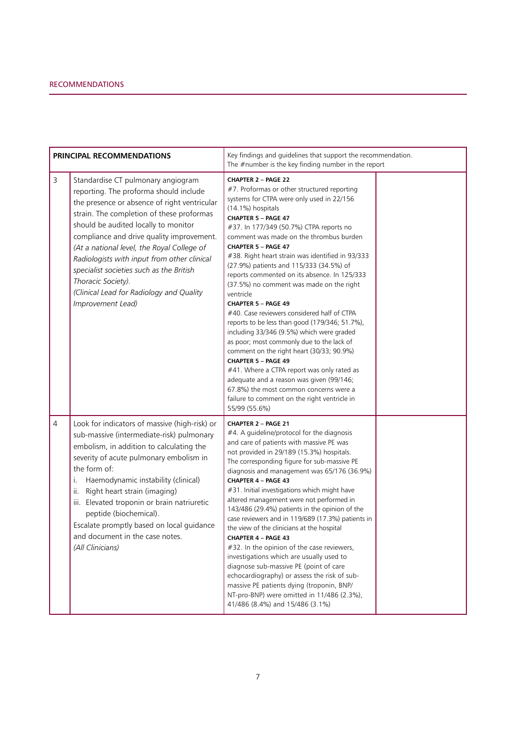| | PRINCIPAL RECOMMENDATIONS | Key findings and guidelines that support the recommendation. The #number is the key finding number in the report | |
|---|---|---|---|
| 3 | Standardise CT pulmonary angiogram reporting. The proforma should include the presence or absence of right ventricular strain. The completion of these proformas should be audited locally to monitor compliance and drive quality improvement. *(At a national level, the Royal College of Radiologists with input from other clinical specialist societies such as the British Thoracic Society).* *(Clinical Lead for Radiology and Quality Improvement Lead)* | **CHAPTER 2 – PAGE 22** #7. Proformas or other structured reporting systems for CTPA were only used in 22/156 (14.1%) hospitals **CHAPTER 5 – PAGE 47** #37. In 177/349 (50.7%) CTPA reports no comment was made on the thrombus burden **CHAPTER 5 – PAGE 47** #38. Right heart strain was identified in 93/333 (27.9%) patients and 115/333 (34.5%) of reports commented on its absence. In 125/333 (37.5%) no comment was made on the right ventricle **CHAPTER 5 – PAGE 49** #40. Case reviewers considered half of CTPA reports to be less than good (179/346; 51.7%), including 33/346 (9.5%) which were graded as poor; most commonly due to the lack of comment on the right heart (30/33; 90.9%) **CHAPTER 5 – PAGE 49** #41. Where a CTPA report was only rated as adequate and a reason was given (99/146; 67.8%) the most common concerns were a failure to comment on the right ventricle in 55/99 (55.6%) | |
| 4 | Look for indicators of massive (high-risk) or sub-massive (intermediate-risk) pulmonary embolism, in addition to calculating the severity of acute pulmonary embolism in the form of: i. Haemodynamic instability (clinical) ii. Right heart strain (imaging) iii. Elevated troponin or brain natriuretic peptide (biochemical). Escalate promptly based on local guidance and document in the case notes. *(All Clinicians)* | **CHAPTER 2 – PAGE 21** #4. A guideline/protocol for the diagnosis and care of patients with massive PE was not provided in 29/189 (15.3%) hospitals. The corresponding figure for sub-massive PE diagnosis and management was 65/176 (36.9%) **CHAPTER 4 – PAGE 43** #31. Initial investigations which might have altered management were not performed in 143/486 (29.4%) patients in the opinion of the case reviewers and in 119/689 (17.3%) patients in the view of the clinicians at the hospital **CHAPTER 4 – PAGE 43** #32. In the opinion of the case reviewers, investigations which are usually used to diagnose sub-massive PE (point of care echocardiography) or assess the risk of sub-massive PE patients dying (troponin, BNP/NT-pro-BNP) were omitted in 11/486 (2.3%), 41/486 (8.4%) and 15/486 (3.1%) | |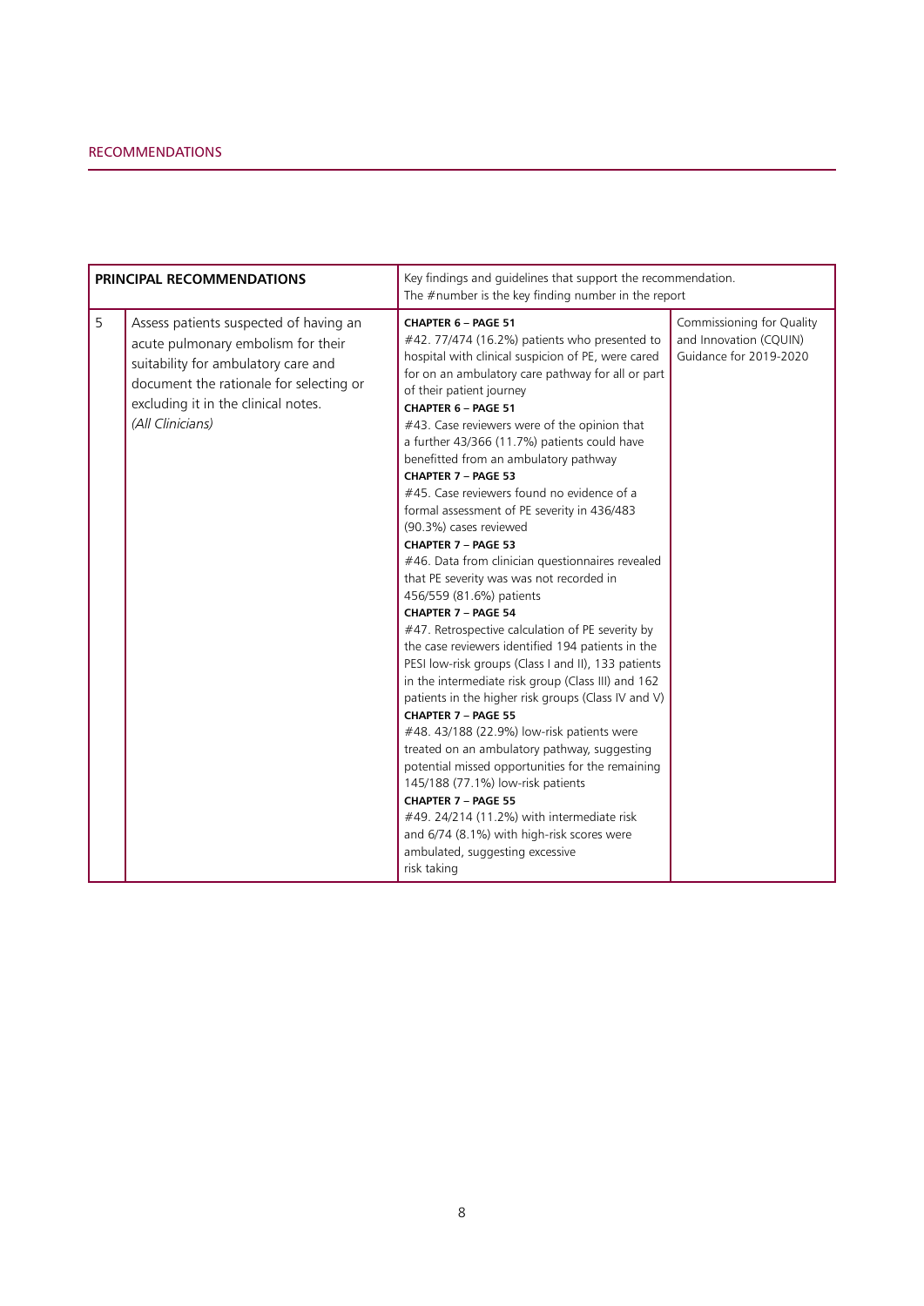## RECOMMENDATIONS

| PRINCIPAL RECOMMENDATIONS | | Key findings and guidelines that support the recommendation. The #number is the key finding number in the report | |
|---|---|---|---|
| 5 | Assess patients suspected of having an acute pulmonary embolism for their suitability for ambulatory care and document the rationale for selecting or excluding it in the clinical notes. *(All Clinicians)* | **CHAPTER 6 – PAGE 51** #42. 77/474 (16.2%) patients who presented to hospital with clinical suspicion of PE, were cared for on an ambulatory care pathway for all or part of their patient journey **CHAPTER 6 – PAGE 51** #43. Case reviewers were of the opinion that a further 43/366 (11.7%) patients could have benefitted from an ambulatory pathway **CHAPTER 7 – PAGE 53** #45. Case reviewers found no evidence of a formal assessment of PE severity in 436/483 (90.3%) cases reviewed **CHAPTER 7 – PAGE 53** #46. Data from clinician questionnaires revealed that PE severity was was not recorded in 456/559 (81.6%) patients **CHAPTER 7 – PAGE 54** #47. Retrospective calculation of PE severity by the case reviewers identified 194 patients in the PESI low-risk groups (Class I and II), 133 patients in the intermediate risk group (Class III) and 162 patients in the higher risk groups (Class IV and V) **CHAPTER 7 – PAGE 55** #48. 43/188 (22.9%) low-risk patients were treated on an ambulatory pathway, suggesting potential missed opportunities for the remaining 145/188 (77.1%) low-risk patients **CHAPTER 7 – PAGE 55** #49. 24/214 (11.2%) with intermediate risk and 6/74 (8.1%) with high-risk scores were ambulated, suggesting excessive risk taking | Commissioning for Quality and Innovation (CQUIN) Guidance for 2019-2020 |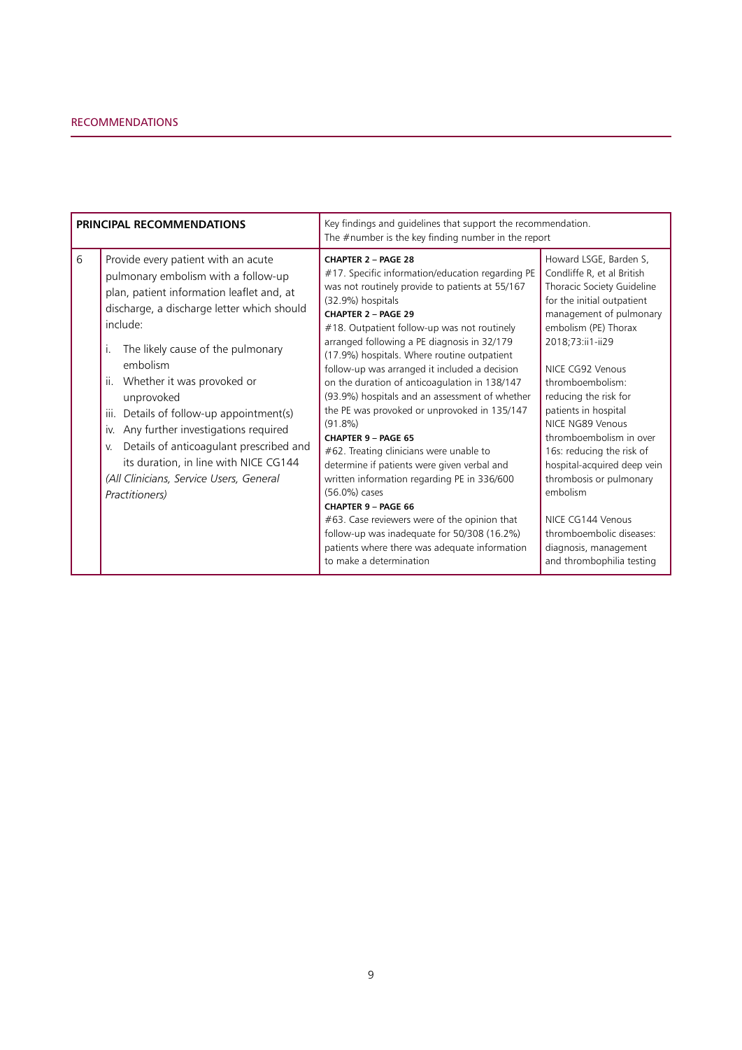## RECOMMENDATIONS

| | PRINCIPAL RECOMMENDATIONS | Key findings and guidelines that support the recommendation. The #number is the key finding number in the report | |
|---|---|---|---|
| 6 | Provide every patient with an acute pulmonary embolism with a follow-up plan, patient information leaflet and, at discharge, a discharge letter which should include:<br>i. The likely cause of the pulmonary embolism<br>ii. Whether it was provoked or unprovoked<br>iii. Details of follow-up appointment(s)<br>iv. Any further investigations required<br>v. Details of anticoagulant prescribed and its duration, in line with NICE CG144<br>*(All Clinicians, Service Users, General Practitioners)* | **CHAPTER 2 – PAGE 28**<br>#17. Specific information/education regarding PE was not routinely provide to patients at 55/167 (32.9%) hospitals<br>**CHAPTER 2 – PAGE 29**<br>#18. Outpatient follow-up was not routinely arranged following a PE diagnosis in 32/179 (17.9%) hospitals. Where routine outpatient follow-up was arranged it included a decision on the duration of anticoagulation in 138/147 (93.9%) hospitals and an assessment of whether the PE was provoked or unprovoked in 135/147 (91.8%)<br>**CHAPTER 9 – PAGE 65**<br>#62. Treating clinicians were unable to determine if patients were given verbal and written information regarding PE in 336/600 (56.0%) cases<br>**CHAPTER 9 – PAGE 66**<br>#63. Case reviewers were of the opinion that follow-up was inadequate for 50/308 (16.2%) patients where there was adequate information to make a determination | Howard LSGE, Barden S, Condliffe R, et al British Thoracic Society Guideline for the initial outpatient management of pulmonary embolism (PE) Thorax 2018;73:ii1-ii29<br><br>NICE CG92 Venous thromboembolism: reducing the risk for patients in hospital<br>NICE NG89 Venous thromboembolism in over 16s: reducing the risk of hospital-acquired deep vein thrombosis or pulmonary embolism<br><br>NICE CG144 Venous thromboembolic diseases: diagnosis, management and thrombophilia testing |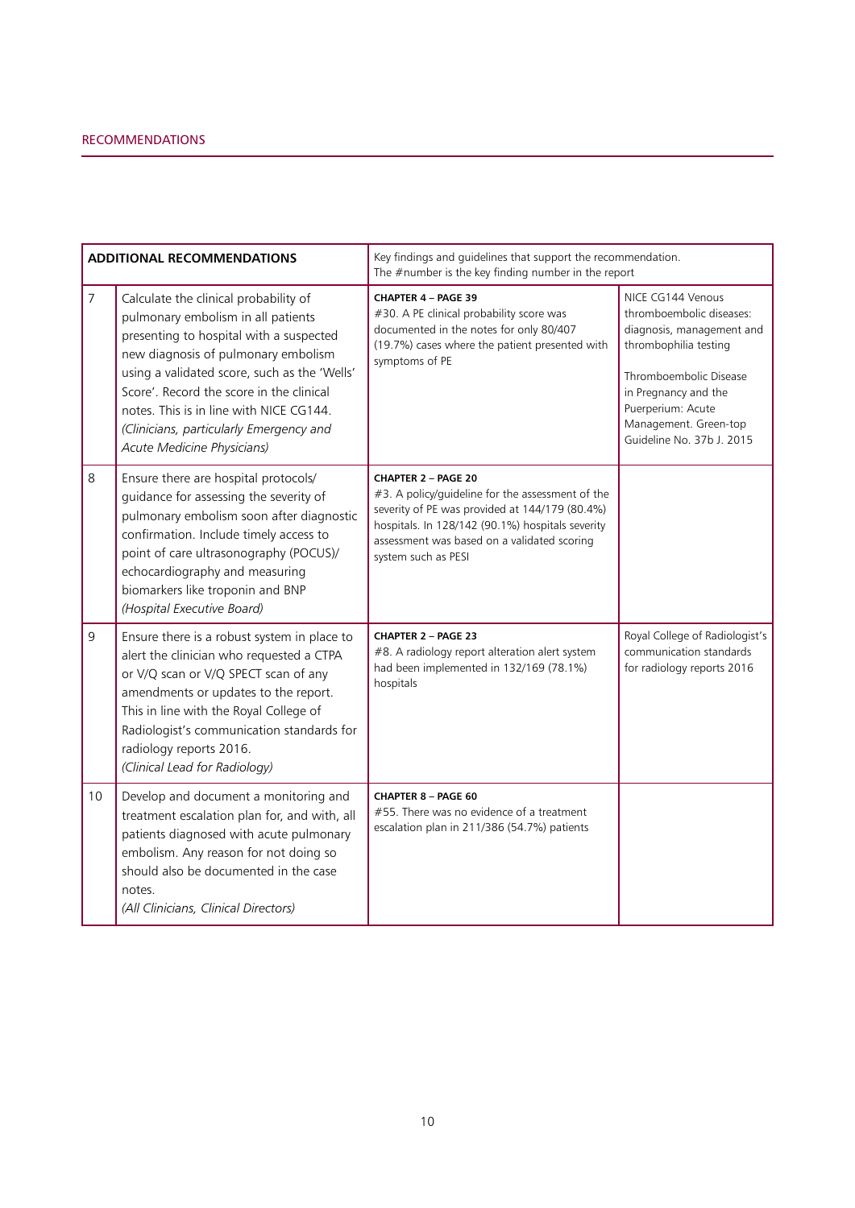## RECOMMENDATIONS

| ADDITIONAL RECOMMENDATIONS | | Key findings and guidelines that support the recommendation. The #number is the key finding number in the report | |
|---|---|---|---|
| 7 | Calculate the clinical probability of pulmonary embolism in all patients presenting to hospital with a suspected new diagnosis of pulmonary embolism using a validated score, such as the 'Wells' Score'. Record the score in the clinical notes. This is in line with NICE CG144. *(Clinicians, particularly Emergency and Acute Medicine Physicians)* | **CHAPTER 4 – PAGE 39** #30. A PE clinical probability score was documented in the notes for only 80/407 (19.7%) cases where the patient presented with symptoms of PE | NICE CG144 Venous thromboembolic diseases: diagnosis, management and thrombophilia testing<br><br>Thromboembolic Disease in Pregnancy and the Puerperium: Acute Management. Green-top Guideline No. 37b J. 2015 |
| 8 | Ensure there are hospital protocols/ guidance for assessing the severity of pulmonary embolism soon after diagnostic confirmation. Include timely access to point of care ultrasonography (POCUS)/ echocardiography and measuring biomarkers like troponin and BNP *(Hospital Executive Board)* | **CHAPTER 2 – PAGE 20** #3. A policy/guideline for the assessment of the severity of PE was provided at 144/179 (80.4%) hospitals. In 128/142 (90.1%) hospitals severity assessment was based on a validated scoring system such as PESI | |
| 9 | Ensure there is a robust system in place to alert the clinician who requested a CTPA or V/Q scan or V/Q SPECT scan of any amendments or updates to the report. This in line with the Royal College of Radiologist's communication standards for radiology reports 2016. *(Clinical Lead for Radiology)* | **CHAPTER 2 – PAGE 23** #8. A radiology report alteration alert system had been implemented in 132/169 (78.1%) hospitals | Royal College of Radiologist's communication standards for radiology reports 2016 |
| 10 | Develop and document a monitoring and treatment escalation plan for, and with, all patients diagnosed with acute pulmonary embolism. Any reason for not doing so should also be documented in the case notes. *(All Clinicians, Clinical Directors)* | **CHAPTER 8 – PAGE 60** #55. There was no evidence of a treatment escalation plan in 211/386 (54.7%) patients | |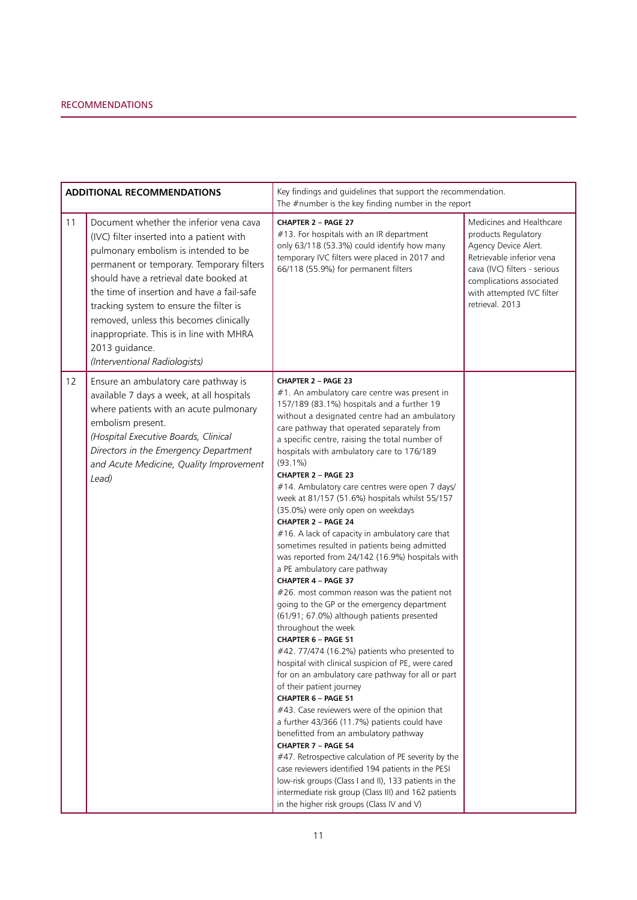| ADDITIONAL RECOMMENDATIONS | | Key findings and guidelines that support the recommendation. The #number is the key finding number in the report | |
|---|---|---|---|
| 11 | Document whether the inferior vena cava (IVC) filter inserted into a patient with pulmonary embolism is intended to be permanent or temporary. Temporary filters should have a retrieval date booked at the time of insertion and have a fail-safe tracking system to ensure the filter is removed, unless this becomes clinically inappropriate. This is in line with MHRA 2013 guidance.<br>*(Interventional Radiologists)* | **CHAPTER 2 – PAGE 27**<br>#13. For hospitals with an IR department only 63/118 (53.3%) could identify how many temporary IVC filters were placed in 2017 and 66/118 (55.9%) for permanent filters | Medicines and Healthcare products Regulatory Agency Device Alert. Retrievable inferior vena cava (IVC) filters - serious complications associated with attempted IVC filter retrieval. 2013 |
| 12 | Ensure an ambulatory care pathway is available 7 days a week, at all hospitals where patients with an acute pulmonary embolism present.<br>*(Hospital Executive Boards, Clinical Directors in the Emergency Department and Acute Medicine, Quality Improvement Lead)* | **CHAPTER 2 – PAGE 23**<br>#1. An ambulatory care centre was present in 157/189 (83.1%) hospitals and a further 19 without a designated centre had an ambulatory care pathway that operated separately from a specific centre, raising the total number of hospitals with ambulatory care to 176/189 (93.1%)<br>**CHAPTER 2 – PAGE 23**<br>#14. Ambulatory care centres were open 7 days/week at 81/157 (51.6%) hospitals whilst 55/157 (35.0%) were only open on weekdays<br>**CHAPTER 2 – PAGE 24**<br>#16. A lack of capacity in ambulatory care that sometimes resulted in patients being admitted was reported from 24/142 (16.9%) hospitals with a PE ambulatory care pathway<br>**CHAPTER 4 – PAGE 37**<br>#26. most common reason was the patient not going to the GP or the emergency department (61/91; 67.0%) although patients presented throughout the week<br>**CHAPTER 6 – PAGE 51**<br>#42. 77/474 (16.2%) patients who presented to hospital with clinical suspicion of PE, were cared for on an ambulatory care pathway for all or part of their patient journey<br>**CHAPTER 6 – PAGE 51**<br>#43. Case reviewers were of the opinion that a further 43/366 (11.7%) patients could have benefitted from an ambulatory pathway<br>**CHAPTER 7 – PAGE 54**<br>#47. Retrospective calculation of PE severity by the case reviewers identified 194 patients in the PESI low-risk groups (Class I and II), 133 patients in the intermediate risk group (Class III) and 162 patients in the higher risk groups (Class IV and V) | |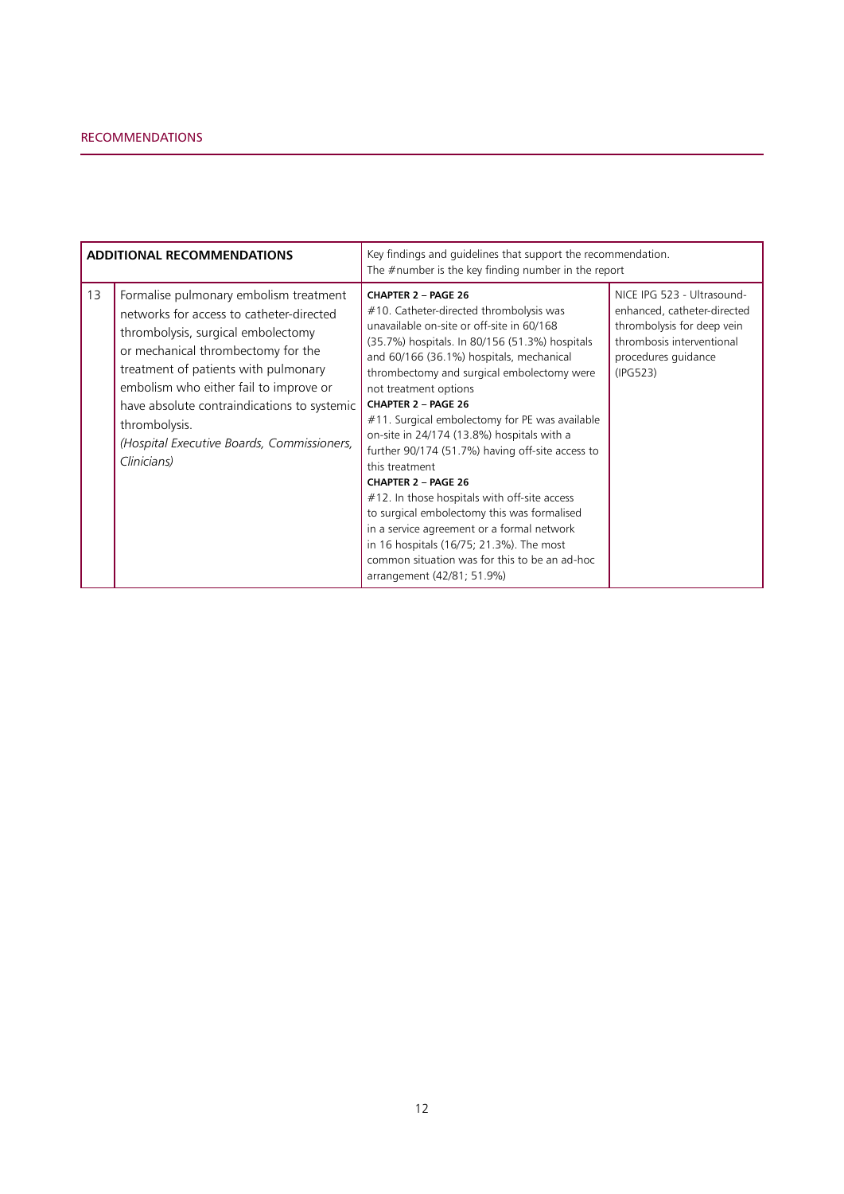RECOMMENDATIONS

| ADDITIONAL RECOMMENDATIONS | | Key findings and guidelines that support the recommendation. The #number is the key finding number in the report | |
|---|---|---|---|
| 13 | Formalise pulmonary embolism treatment networks for access to catheter-directed thrombolysis, surgical embolectomy or mechanical thrombectomy for the treatment of patients with pulmonary embolism who either fail to improve or have absolute contraindications to systemic thrombolysis. *(Hospital Executive Boards, Commissioners, Clinicians)* | **CHAPTER 2 – PAGE 26** #10. Catheter-directed thrombolysis was unavailable on-site or off-site in 60/168 (35.7%) hospitals. In 80/156 (51.3%) hospitals and 60/166 (36.1%) hospitals, mechanical thrombectomy and surgical embolectomy were not treatment options **CHAPTER 2 – PAGE 26** #11. Surgical embolectomy for PE was available on-site in 24/174 (13.8%) hospitals with a further 90/174 (51.7%) having off-site access to this treatment **CHAPTER 2 – PAGE 26** #12. In those hospitals with off-site access to surgical embolectomy this was formalised in a service agreement or a formal network in 16 hospitals (16/75; 21.3%). The most common situation was for this to be an ad-hoc arrangement (42/81; 51.9%) | NICE IPG 523 - Ultrasound-enhanced, catheter-directed thrombolysis for deep vein thrombosis interventional procedures guidance (IPG523) |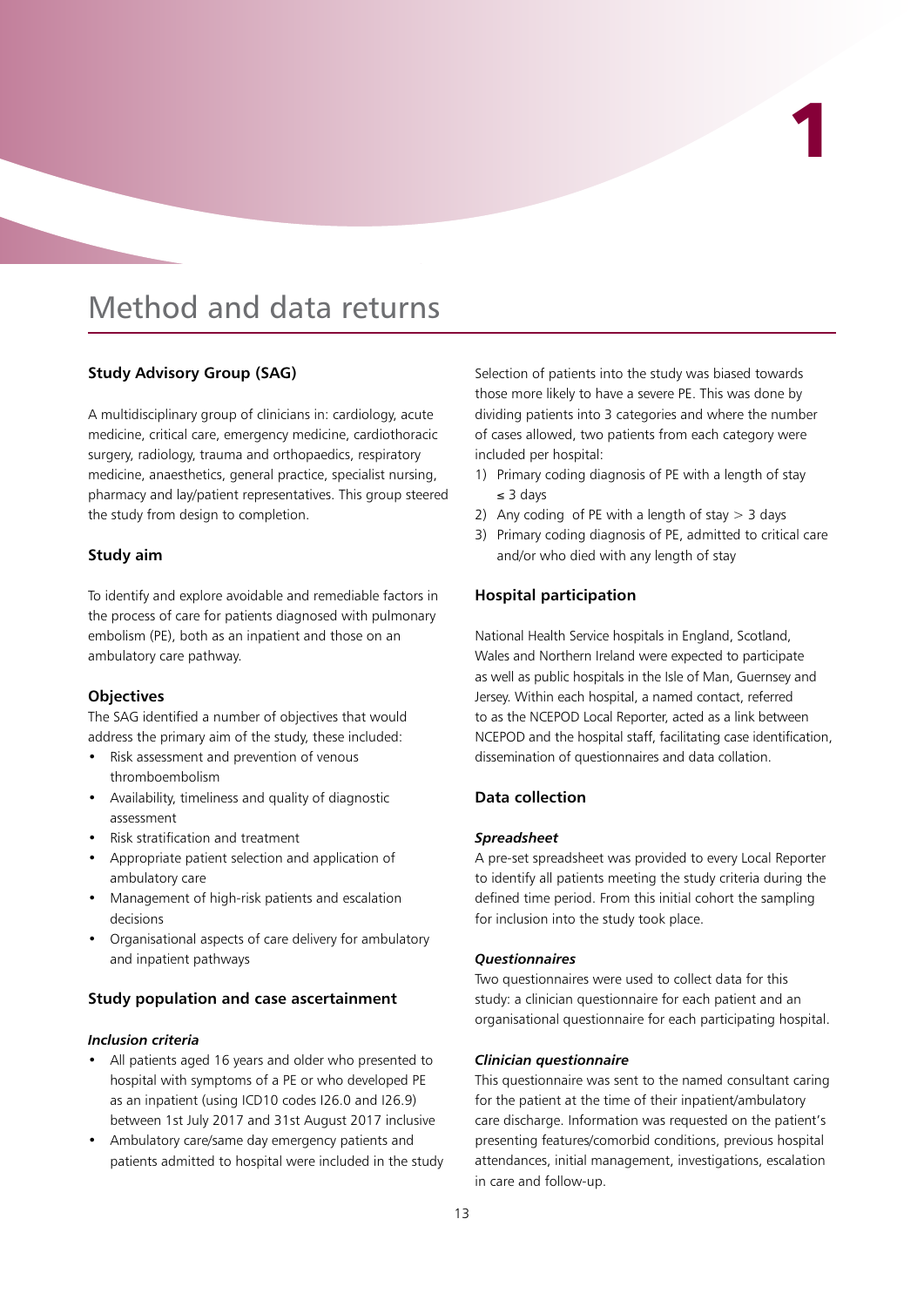# 1

# Method and data returns

## Study Advisory Group (SAG)

A multidisciplinary group of clinicians in: cardiology, acute medicine, critical care, emergency medicine, cardiothoracic surgery, radiology, trauma and orthopaedics, respiratory medicine, anaesthetics, general practice, specialist nursing, pharmacy and lay/patient representatives. This group steered the study from design to completion.

## Study aim

To identify and explore avoidable and remediable factors in the process of care for patients diagnosed with pulmonary embolism (PE), both as an inpatient and those on an ambulatory care pathway.

## Objectives

The SAG identified a number of objectives that would address the primary aim of the study, these included:

- Risk assessment and prevention of venous thromboembolism
- Availability, timeliness and quality of diagnostic assessment
- Risk stratification and treatment
- Appropriate patient selection and application of ambulatory care
- Management of high-risk patients and escalation decisions
- Organisational aspects of care delivery for ambulatory and inpatient pathways

## Study population and case ascertainment

### *Inclusion criteria*

- All patients aged 16 years and older who presented to hospital with symptoms of a PE or who developed PE as an inpatient (using ICD10 codes I26.0 and I26.9) between 1st July 2017 and 31st August 2017 inclusive
- Ambulatory care/same day emergency patients and patients admitted to hospital were included in the study

Selection of patients into the study was biased towards those more likely to have a severe PE. This was done by dividing patients into 3 categories and where the number of cases allowed, two patients from each category were included per hospital:

1) Primary coding diagnosis of PE with a length of stay ≤ 3 days
2) Any coding of PE with a length of stay > 3 days
3) Primary coding diagnosis of PE, admitted to critical care and/or who died with any length of stay

## Hospital participation

National Health Service hospitals in England, Scotland, Wales and Northern Ireland were expected to participate as well as public hospitals in the Isle of Man, Guernsey and Jersey. Within each hospital, a named contact, referred to as the NCEPOD Local Reporter, acted as a link between NCEPOD and the hospital staff, facilitating case identification, dissemination of questionnaires and data collation.

## Data collection

### *Spreadsheet*

A pre-set spreadsheet was provided to every Local Reporter to identify all patients meeting the study criteria during the defined time period. From this initial cohort the sampling for inclusion into the study took place.

### *Questionnaires*

Two questionnaires were used to collect data for this study: a clinician questionnaire for each patient and an organisational questionnaire for each participating hospital.

### *Clinician questionnaire*

This questionnaire was sent to the named consultant caring for the patient at the time of their inpatient/ambulatory care discharge. Information was requested on the patient's presenting features/comorbid conditions, previous hospital attendances, initial management, investigations, escalation in care and follow-up.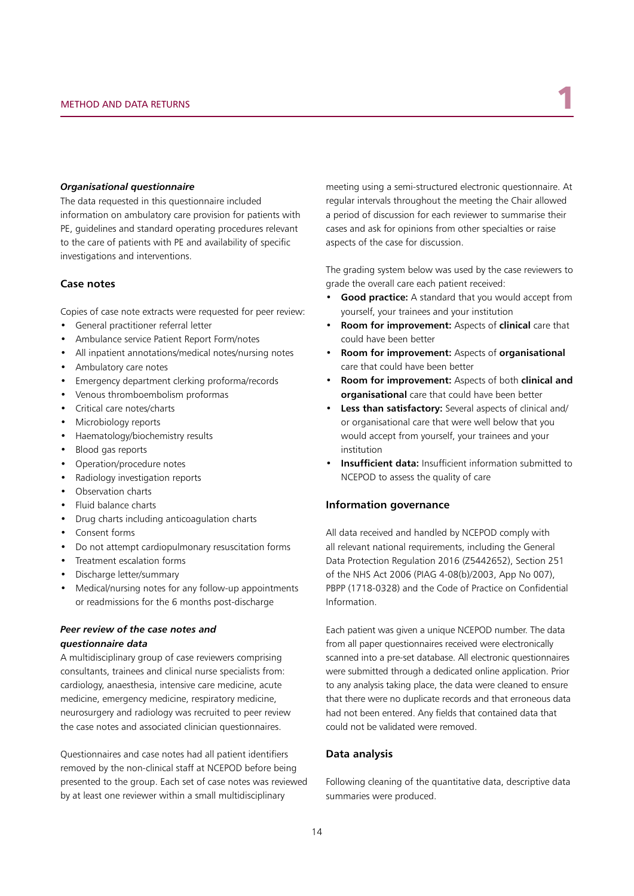#### *Organisational questionnaire*

The data requested in this questionnaire included information on ambulatory care provision for patients with PE, guidelines and standard operating procedures relevant to the care of patients with PE and availability of specific investigations and interventions.

### Case notes

Copies of case note extracts were requested for peer review:

- General practitioner referral letter
- Ambulance service Patient Report Form/notes
- All inpatient annotations/medical notes/nursing notes
- Ambulatory care notes
- Emergency department clerking proforma/records
- Venous thromboembolism proformas
- Critical care notes/charts
- Microbiology reports
- Haematology/biochemistry results
- Blood gas reports
- Operation/procedure notes
- Radiology investigation reports
- Observation charts
- Fluid balance charts
- Drug charts including anticoagulation charts
- Consent forms
- Do not attempt cardiopulmonary resuscitation forms
- Treatment escalation forms
- Discharge letter/summary
- Medical/nursing notes for any follow-up appointments or readmissions for the 6 months post-discharge

#### *Peer review of the case notes and questionnaire data*

A multidisciplinary group of case reviewers comprising consultants, trainees and clinical nurse specialists from: cardiology, anaesthesia, intensive care medicine, acute medicine, emergency medicine, respiratory medicine, neurosurgery and radiology was recruited to peer review the case notes and associated clinician questionnaires.

Questionnaires and case notes had all patient identifiers removed by the non-clinical staff at NCEPOD before being presented to the group. Each set of case notes was reviewed by at least one reviewer within a small multidisciplinary meeting using a semi-structured electronic questionnaire. At regular intervals throughout the meeting the Chair allowed a period of discussion for each reviewer to summarise their cases and ask for opinions from other specialties or raise aspects of the case for discussion.

The grading system below was used by the case reviewers to grade the overall care each patient received:

- **Good practice:** A standard that you would accept from yourself, your trainees and your institution
- **Room for improvement:** Aspects of **clinical** care that could have been better
- **Room for improvement:** Aspects of **organisational** care that could have been better
- **Room for improvement:** Aspects of both **clinical and organisational** care that could have been better
- **Less than satisfactory:** Several aspects of clinical and/or organisational care that were well below that you would accept from yourself, your trainees and your institution
- **Insufficient data:** Insufficient information submitted to NCEPOD to assess the quality of care

### Information governance

All data received and handled by NCEPOD comply with all relevant national requirements, including the General Data Protection Regulation 2016 (Z5442652), Section 251 of the NHS Act 2006 (PIAG 4-08(b)/2003, App No 007), PBPP (1718-0328) and the Code of Practice on Confidential Information.

Each patient was given a unique NCEPOD number. The data from all paper questionnaires received were electronically scanned into a pre-set database. All electronic questionnaires were submitted through a dedicated online application. Prior to any analysis taking place, the data were cleaned to ensure that there were no duplicate records and that erroneous data had not been entered. Any fields that contained data that could not be validated were removed.

### Data analysis

Following cleaning of the quantitative data, descriptive data summaries were produced.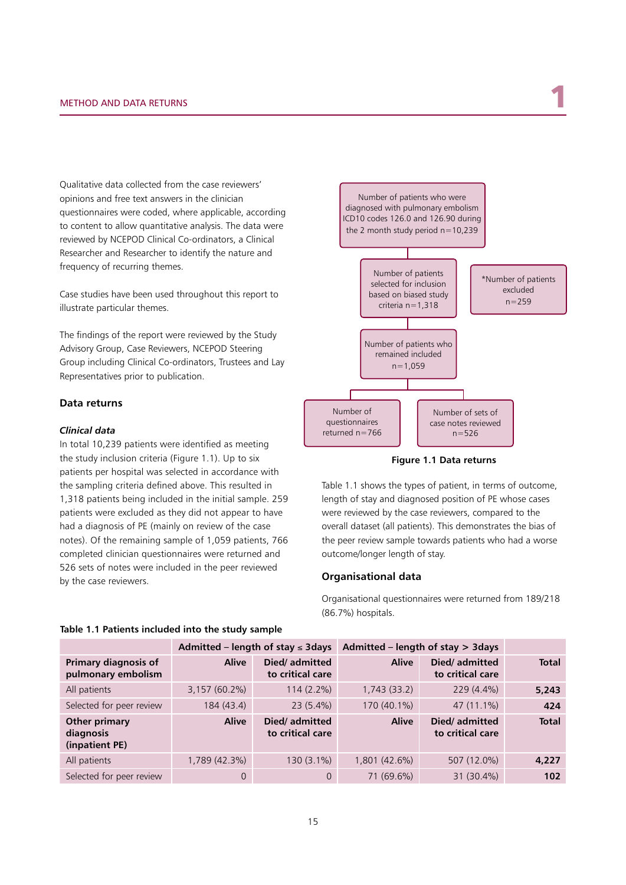Qualitative data collected from the case reviewers' opinions and free text answers in the clinician questionnaires were coded, where applicable, according to content to allow quantitative analysis. The data were reviewed by NCEPOD Clinical Co-ordinators, a Clinical Researcher and Researcher to identify the nature and frequency of recurring themes.

Case studies have been used throughout this report to illustrate particular themes.

The findings of the report were reviewed by the Study Advisory Group, Case Reviewers, NCEPOD Steering Group including Clinical Co-ordinators, Trustees and Lay Representatives prior to publication.

## Data returns

### *Clinical data*

In total 10,239 patients were identified as meeting the study inclusion criteria (Figure 1.1). Up to six patients per hospital was selected in accordance with the sampling criteria defined above. This resulted in 1,318 patients being included in the initial sample. 259 patients were excluded as they did not appear to have had a diagnosis of PE (mainly on review of the case notes). Of the remaining sample of 1,059 patients, 766 completed clinician questionnaires were returned and 526 sets of notes were included in the peer reviewed by the case reviewers.

Number of patients who were diagnosed with pulmonary embolism ICD10 codes 126.0 and 126.90 during the 2 month study period n=10,239

Number of patients selected for inclusion based on biased study criteria n=1,318

*Number of patients excluded n=259

Number of patients who remained included n=1,059

Number of questionnaires returned n=766

Number of sets of case notes reviewed n=526

**Figure 1.1 Data returns**

Table 1.1 shows the types of patient, in terms of outcome, length of stay and diagnosed position of PE whose cases were reviewed by the case reviewers, compared to the overall dataset (all patients). This demonstrates the bias of the peer review sample towards patients who had a worse outcome/longer length of stay.

## Organisational data

Organisational questionnaires were returned from 189/218 (86.7%) hospitals.

**Table 1.1 Patients included into the study sample**

| | Admitted – length of stay ≤ 3days | | Admitted – length of stay > 3days | | |
|---|---|---|---|---|---|
| **Primary diagnosis of pulmonary embolism** | **Alive** | **Died/ admitted to critical care** | **Alive** | **Died/ admitted to critical care** | **Total** |
| All patients | 3,157 (60.2%) | 114 (2.2%) | 1,743 (33.2) | 229 (4.4%) | **5,243** |
| Selected for peer review | 184 (43.4) | 23 (5.4%) | 170 (40.1%) | 47 (11.1%) | **424** |
| **Other primary diagnosis (inpatient PE)** | **Alive** | **Died/ admitted to critical care** | **Alive** | **Died/ admitted to critical care** | **Total** |
| All patients | 1,789 (42.3%) | 130 (3.1%) | 1,801 (42.6%) | 507 (12.0%) | **4,227** |
| Selected for peer review | 0 | 0 | 71 (69.6%) | 31 (30.4%) | **102** |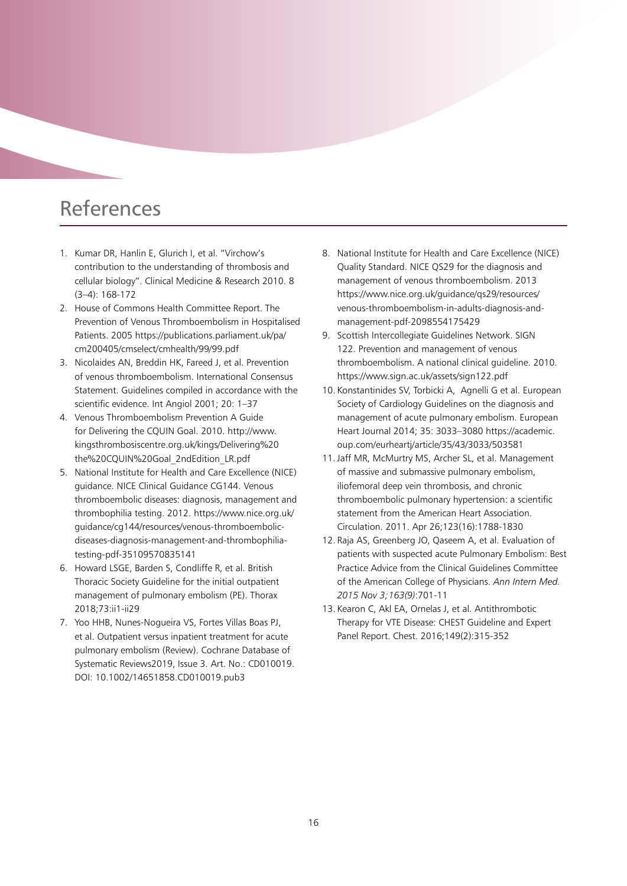# References

1. Kumar DR, Hanlin E, Glurich I, et al. "Virchow's contribution to the understanding of thrombosis and cellular biology". Clinical Medicine & Research 2010. 8 (3–4): 168-172
2. House of Commons Health Committee Report. The Prevention of Venous Thromboembolism in Hospitalised Patients. 2005 https://publications.parliament.uk/pa/cm200405/cmselect/cmhealth/99/99.pdf
3. Nicolaides AN, Breddin HK, Fareed J, et al. Prevention of venous thromboembolism. International Consensus Statement. Guidelines compiled in accordance with the scientific evidence. Int Angiol 2001; 20: 1–37
4. Venous Thromboembolism Prevention A Guide for Delivering the CQUIN Goal. 2010. http://www.kingsthrombosiscentre.org.uk/kings/Delivering%20the%20CQUIN%20Goal_2ndEdition_LR.pdf
5. National Institute for Health and Care Excellence (NICE) guidance. NICE Clinical Guidance CG144. Venous thromboembolic diseases: diagnosis, management and thrombophilia testing. 2012. https://www.nice.org.uk/guidance/cg144/resources/venous-thromboembolic-diseases-diagnosis-management-and-thrombophilia-testing-pdf-35109570835141
6. Howard LSGE, Barden S, Condliffe R, et al. British Thoracic Society Guideline for the initial outpatient management of pulmonary embolism (PE). Thorax 2018;73:ii1-ii29
7. Yoo HHB, Nunes-Nogueira VS, Fortes Villas Boas PJ, et al. Outpatient versus inpatient treatment for acute pulmonary embolism (Review). Cochrane Database of Systematic Reviews2019, Issue 3. Art. No.: CD010019. DOI: 10.1002/14651858.CD010019.pub3
8. National Institute for Health and Care Excellence (NICE) Quality Standard. NICE QS29 for the diagnosis and management of venous thromboembolism. 2013 https://www.nice.org.uk/guidance/qs29/resources/venous-thromboembolism-in-adults-diagnosis-and-management-pdf-2098554175429
9. Scottish Intercollegiate Guidelines Network. SIGN 122. Prevention and management of venous thromboembolism. A national clinical guideline. 2010. https://www.sign.ac.uk/assets/sign122.pdf
10. Konstantinides SV, Torbicki A, Agnelli G et al. European Society of Cardiology Guidelines on the diagnosis and management of acute pulmonary embolism. European Heart Journal 2014; 35: 3033–3080 https://academic.oup.com/eurheartj/article/35/43/3033/503581
11. Jaff MR, McMurtry MS, Archer SL, et al. Management of massive and submassive pulmonary embolism, iliofemoral deep vein thrombosis, and chronic thromboembolic pulmonary hypertension: a scientific statement from the American Heart Association. Circulation. 2011. Apr 26;123(16):1788-1830
12. Raja AS, Greenberg JO, Qaseem A, et al. Evaluation of patients with suspected acute Pulmonary Embolism: Best Practice Advice from the Clinical Guidelines Committee of the American College of Physicians. *Ann Intern Med. 2015 Nov 3;163(9)*:701-11
13. Kearon C, Akl EA, Ornelas J, et al. Antithrombotic Therapy for VTE Disease: CHEST Guideline and Expert Panel Report. Chest. 2016;149(2):315-352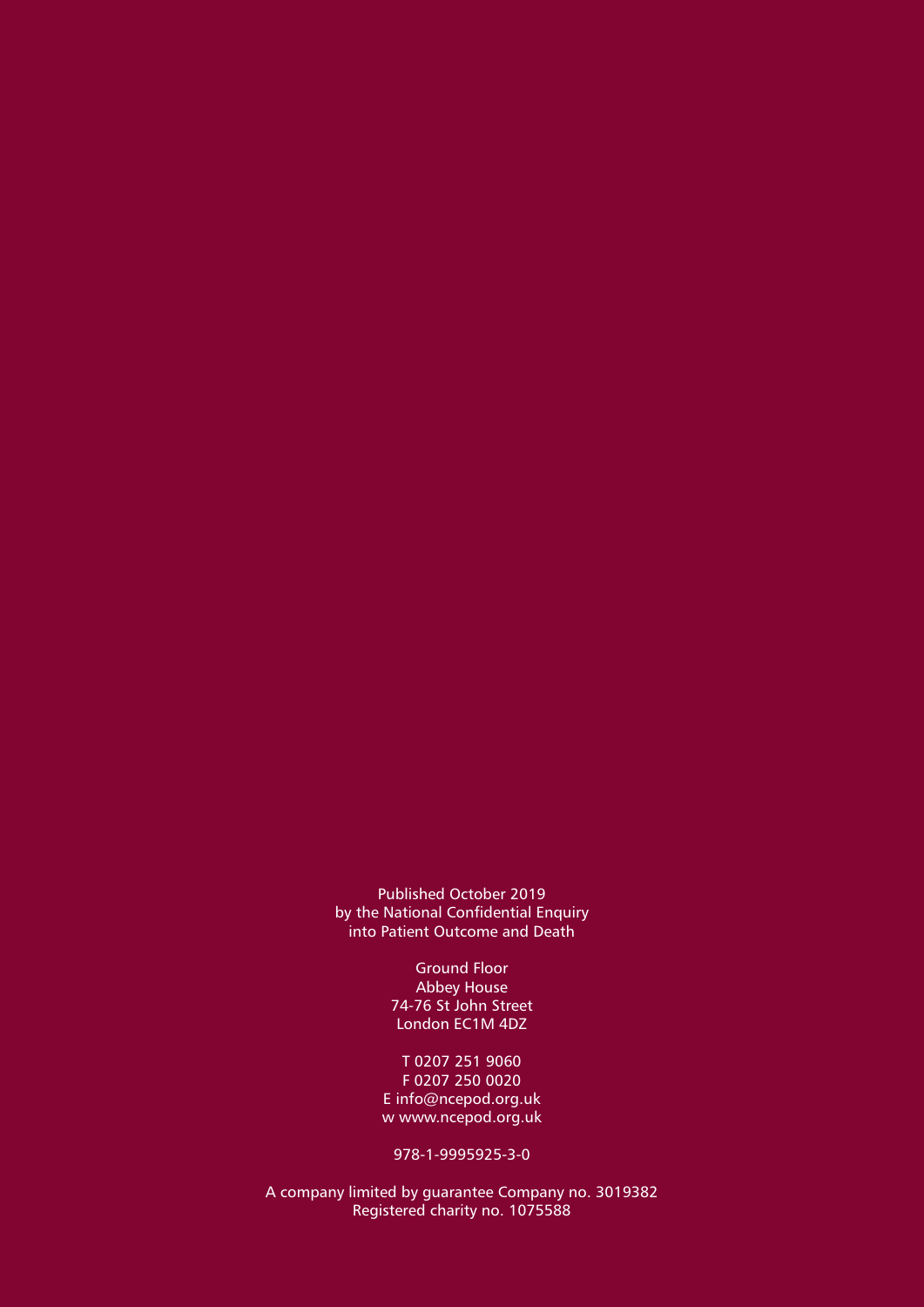Published October 2019
by the National Confidential Enquiry
into Patient Outcome and Death

Ground Floor
Abbey House
74-76 St John Street
London EC1M 4DZ

T 0207 251 9060
F 0207 250 0020
E info@ncepod.org.uk
w www.ncepod.org.uk

978-1-9995925-3-0

A company limited by guarantee Company no. 3019382
Registered charity no. 1075588